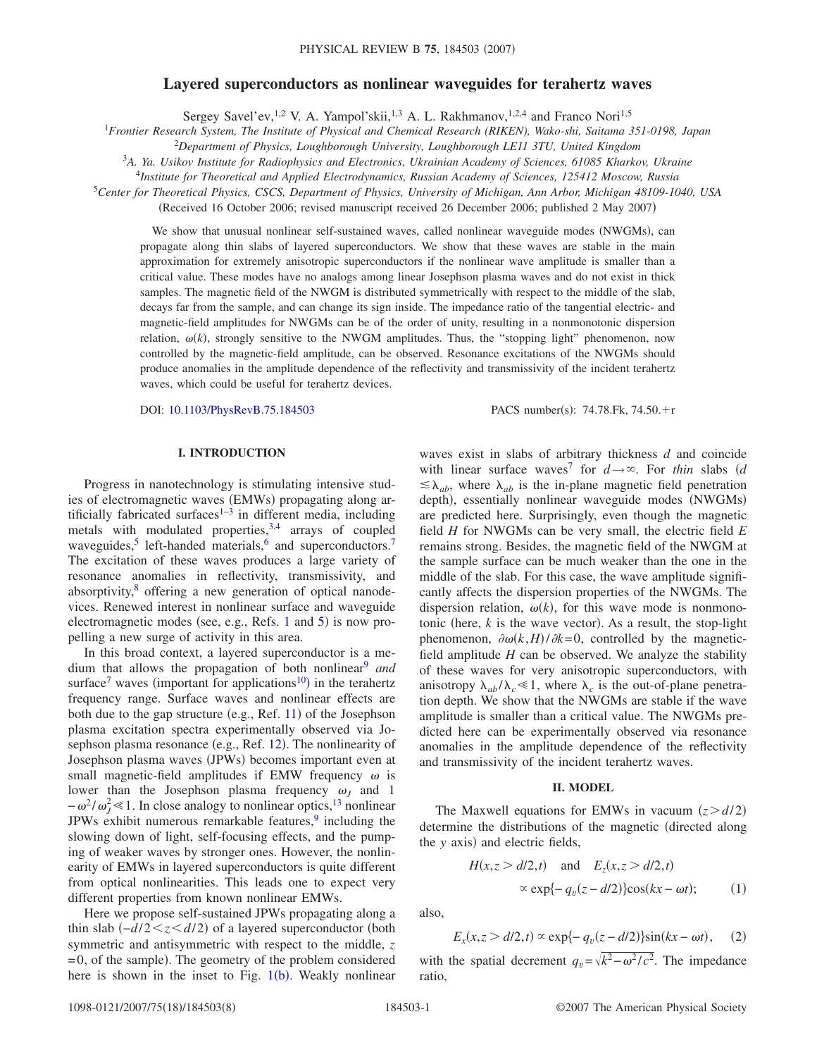# Layered superconductors as nonlinear waveguides for terahertz waves

Sergey Savel'ev,[1,2] V. A. Yampol'skii,[1,3] A. L. Rakhmanov,[1,2,4] and Franco Nori[1,5]

[1]Frontier Research System, The Institute of Physical and Chemical Research (RIKEN), Wako-shi, Saitama 351-0198, Japan
[2]Department of Physics, Loughborough University, Loughborough LE11 3TU, United Kingdom
[3]A. Ya. Usikov Institute for Radiophysics and Electronics, Ukrainian Academy of Sciences, 61085 Kharkov, Ukraine
[4]Institute for Theoretical and Applied Electrodynamics, Russian Academy of Sciences, 125412 Moscow, Russia
[5]Center for Theoretical Physics, CSCS, Department of Physics, University of Michigan, Ann Arbor, Michigan 48109-1040, USA

(Received 16 October 2006; revised manuscript received 26 December 2006; published 2 May 2007)

We show that unusual nonlinear self-sustained waves, called nonlinear waveguide modes (NWGMs), can propagate along thin slabs of layered superconductors. We show that these waves are stable in the main approximation for extremely anisotropic superconductors if the nonlinear wave amplitude is smaller than a critical value. These modes have no analogs among linear Josephson plasma waves and do not exist in thick samples. The magnetic field of the NWGM is distributed symmetrically with respect to the middle of the slab, decays far from the sample, and can change its sign inside. The impedance ratio of the tangential electric- and magnetic-field amplitudes for NWGMs can be of the order of unity, resulting in a nonmonotonic dispersion relation, $\omega(k)$, strongly sensitive to the NWGM amplitudes. Thus, the "stopping light" phenomenon, now controlled by the magnetic-field amplitude, can be observed. Resonance excitations of the NWGMs should produce anomalies in the amplitude dependence of the reflectivity and transmissivity of the incident terahertz waves, which could be useful for terahertz devices.

DOI: 10.1103/PhysRevB.75.184503 PACS number(s): 74.78.Fk, 74.50.+r

## I. INTRODUCTION

Progress in nanotechnology is stimulating intensive studies of electromagnetic waves (EMWs) propagating along artificially fabricated surfaces[1–3] in different media, including metals with modulated properties,[3,4] arrays of coupled waveguides,[5] left-handed materials,[6] and superconductors.[7] The excitation of these waves produces a large variety of resonance anomalies in reflectivity, transmissivity, and absorptivity,[8] offering a new generation of optical nanodevices. Renewed interest in nonlinear surface and waveguide electromagnetic modes (see, e.g., Refs. 1 and 5) is now propelling a new surge of activity in this area.

In this broad context, a layered superconductor is a medium that allows the propagation of both nonlinear[9] *and* surface[7] waves (important for applications[10]) in the terahertz frequency range. Surface waves and nonlinear effects are both due to the gap structure (e.g., Ref. 11) of the Josephson plasma excitation spectra experimentally observed via Josephson plasma resonance (e.g., Ref. 12). The nonlinearity of Josephson plasma waves (JPWs) becomes important even at small magnetic-field amplitudes if EMW frequency $\omega$ is lower than the Josephson plasma frequency $\omega_J$ and $1-\omega^2/\omega_J^2 \ll 1$. In close analogy to nonlinear optics,[13] nonlinear JPWs exhibit numerous remarkable features,[9] including the slowing down of light, self-focusing effects, and the pumping of weaker waves by stronger ones. However, the nonlinearity of EMWs in layered superconductors is quite different from optical nonlinearities. This leads one to expect very different properties from known nonlinear EMWs.

Here we propose self-sustained JPWs propagating along a thin slab $(-d/2 < z < d/2)$ of a layered superconductor (both symmetric and antisymmetric with respect to the middle, $z=0$, of the sample). The geometry of the problem considered here is shown in the inset to Fig. 1(b). Weakly nonlinear waves exist in slabs of arbitrary thickness $d$ and coincide with linear surface waves[7] for $d\to\infty$. For *thin* slabs $(d \lesssim \lambda_{ab}$, where $\lambda_{ab}$ is the in-plane magnetic field penetration depth), essentially nonlinear waveguide modes (NWGMs) are predicted here. Surprisingly, even though the magnetic field $H$ for NWGMs can be very small, the electric field $E$ remains strong. Besides, the magnetic field of the NWGM at the sample surface can be much weaker than the one in the middle of the slab. For this case, the wave amplitude significantly affects the dispersion properties of the NWGMs. The dispersion relation, $\omega(k)$, for this wave mode is nonmonotonic (here, $k$ is the wave vector). As a result, the stop-light phenomenon, $\partial\omega(k,H)/\partial k=0$, controlled by the magnetic-field amplitude $H$ can be observed. We analyze the stability of these waves for very anisotropic superconductors, with anisotropy $\lambda_{ab}/\lambda_c \ll 1$, where $\lambda_c$ is the out-of-plane penetration depth. We show that the NWGMs are stable if the wave amplitude is smaller than a critical value. The NWGMs predicted here can be experimentally observed via resonance anomalies in the amplitude dependence of the reflectivity and transmissivity of the incident terahertz waves.

## II. MODEL

The Maxwell equations for EMWs in vacuum $(z > d/2)$ determine the distributions of the magnetic (directed along the $y$ axis) and electric fields,

$$H(x,z>d/2,t) \quad \text{and} \quad E_z(x,z>d/2,t) \propto \exp\{-q_v(z-d/2)\}\cos(kx-\omega t); \tag{1}$$

also,

$$E_x(x,z>d/2,t) \propto \exp\{-q_v(z-d/2)\}\sin(kx-\omega t), \tag{2}$$

with the spatial decrement $q_v=\sqrt{k^2-\omega^2/c^2}$. The impedance ratio,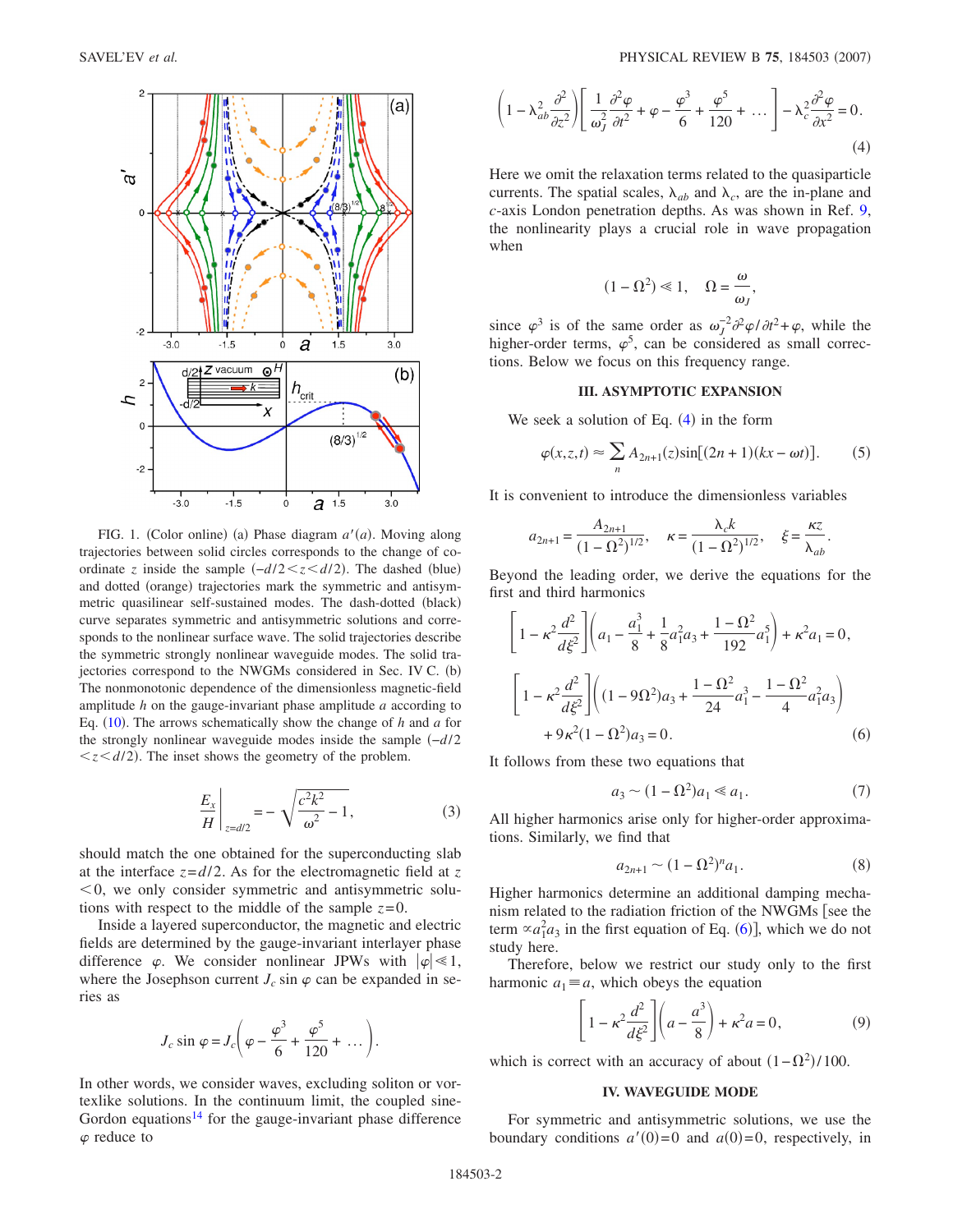FIG. 1. (Color online) (a) Phase diagram $a'(a)$. Moving along trajectories between solid circles corresponds to the change of coordinate $z$ inside the sample ($-d/2<z<d/2$). The dashed (blue) and dotted (orange) trajectories mark the symmetric and antisymmetric quasilinear self-sustained modes. The dash-dotted (black) curve separates symmetric and antisymmetric solutions and corresponds to the nonlinear surface wave. The solid trajectories describe the symmetric strongly nonlinear waveguide modes. The solid trajectories correspond to the NWGMs considered in Sec. IV C. (b) The nonmonotonic dependence of the dimensionless magnetic-field amplitude $h$ on the gauge-invariant phase amplitude $a$ according to Eq. (10). The arrows schematically show the change of $h$ and $a$ for the strongly nonlinear waveguide modes inside the sample ($-d/2<z<d/2$). The inset shows the geometry of the problem.

$$\left.\frac{E_x}{H}\right|_{z=d/2} = -\sqrt{\frac{c^2k^2}{\omega^2}-1}, \tag{3}$$

should match the one obtained for the superconducting slab at the interface $z=d/2$. As for the electromagnetic field at $z<0$, we only consider symmetric and antisymmetric solutions with respect to the middle of the sample $z=0$.

Inside a layered superconductor, the magnetic and electric fields are determined by the gauge-invariant interlayer phase difference $\varphi$. We consider nonlinear JPWs with $|\varphi| \ll 1$, where the Josephson current $J_c \sin\varphi$ can be expanded in series as

$$J_c \sin\varphi = J_c\left(\varphi - \frac{\varphi^3}{6} + \frac{\varphi^5}{120} + \ldots\right).$$

In other words, we consider waves, excluding soliton or vortexlike solutions. In the continuum limit, the coupled sine-Gordon equations[14] for the gauge-invariant phase difference $\varphi$ reduce to

$$\left(1-\lambda_{ab}^2\frac{\partial^2}{\partial z^2}\right)\left[\frac{1}{\omega_J^2}\frac{\partial^2\varphi}{\partial t^2} + \varphi - \frac{\varphi^3}{6} + \frac{\varphi^5}{120} + \ldots\right] - \lambda_c^2\frac{\partial^2\varphi}{\partial x^2} = 0. \tag{4}$$

Here we omit the relaxation terms related to the quasiparticle currents. The spatial scales, $\lambda_{ab}$ and $\lambda_c$, are the in-plane and $c$-axis London penetration depths. As was shown in Ref. 9, the nonlinearity plays a crucial role in wave propagation when

$$(1-\Omega^2) \ll 1, \quad \Omega = \frac{\omega}{\omega_J},$$

since $\varphi^3$ is of the same order as $\omega_J^{-2}\partial^2\varphi/\partial t^2 + \varphi$, while the higher-order terms, $\varphi^5$, can be considered as small corrections. Below we focus on this frequency range.

### III. ASYMPTOTIC EXPANSION

We seek a solution of Eq. (4) in the form

$$\varphi(x,z,t) \approx \sum_n A_{2n+1}(z)\sin[(2n+1)(kx-\omega t)]. \tag{5}$$

It is convenient to introduce the dimensionless variables

$$a_{2n+1} = \frac{A_{2n+1}}{(1-\Omega^2)^{1/2}}, \quad \kappa = \frac{\lambda_c k}{(1-\Omega^2)^{1/2}}, \quad \xi = \frac{\kappa z}{\lambda_{ab}}.$$

Beyond the leading order, we derive the equations for the first and third harmonics

$$\left[1-\kappa^2\frac{d^2}{d\xi^2}\right]\left(a_1 - \frac{a_1^3}{8} + \frac{1}{8}a_1^2 a_3 + \frac{1-\Omega^2}{192}a_1^5\right) + \kappa^2 a_1 = 0,$$

$$\left[1-\kappa^2\frac{d^2}{d\xi^2}\right]\left((1-9\Omega^2)a_3 + \frac{1-\Omega^2}{24}a_1^3 - \frac{1-\Omega^2}{4}a_1^2 a_3\right) + 9\kappa^2(1-\Omega^2)a_3 = 0. \tag{6}$$

It follows from these two equations that

$$a_3 \sim (1-\Omega^2)a_1 \ll a_1. \tag{7}$$

All higher harmonics arise only for higher-order approximations. Similarly, we find that

$$a_{2n+1} \sim (1-\Omega^2)^n a_1. \tag{8}$$

Higher harmonics determine an additional damping mechanism related to the radiation friction of the NWGMs [see the term $\propto a_1^2 a_3$ in the first equation of Eq. (6)], which we do not study here.

Therefore, below we restrict our study only to the first harmonic $a_1 \equiv a$, which obeys the equation

$$\left[1-\kappa^2\frac{d^2}{d\xi^2}\right]\left(a - \frac{a^3}{8}\right) + \kappa^2 a = 0, \tag{9}$$

which is correct with an accuracy of about $(1-\Omega^2)/100$.

### IV. WAVEGUIDE MODE

For symmetric and antisymmetric solutions, we use the boundary conditions $a'(0)=0$ and $a(0)=0$, respectively, in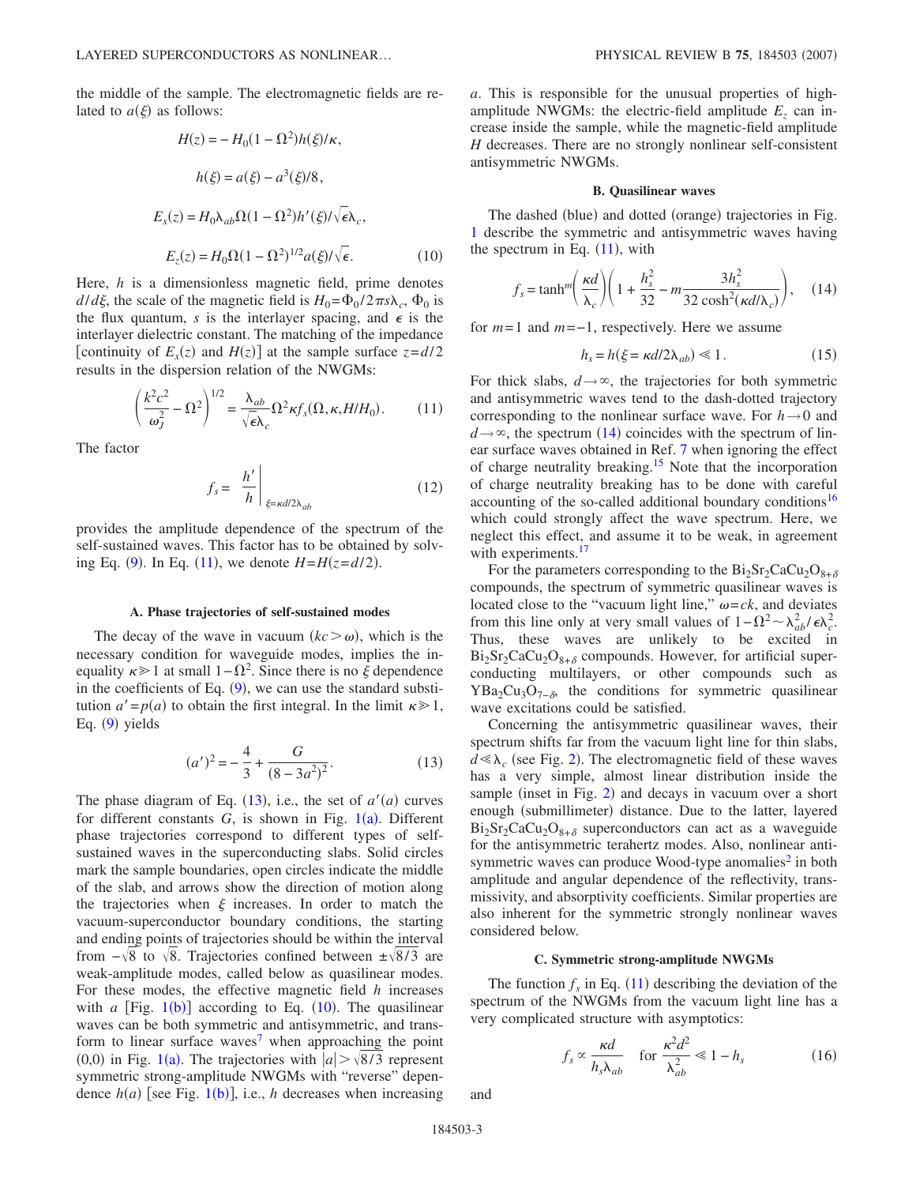the middle of the sample. The electromagnetic fields are related to $a(\xi)$ as follows:

$$H(z) = -H_0(1-\Omega^2)h(\xi)/\kappa,$$

$$h(\xi) = a(\xi) - a^3(\xi)/8,$$

$$E_x(z) = H_0\lambda_{ab}\Omega(1-\Omega^2)h'(\xi)/\sqrt{\epsilon}\lambda_c,$$

$$E_z(z) = H_0\Omega(1-\Omega^2)^{1/2}a(\xi)/\sqrt{\epsilon}. \tag{10}$$

Here, $h$ is a dimensionless magnetic field, prime denotes $d/d\xi$, the scale of the magnetic field is $H_0=\Phi_0/2\pi s\lambda_c$, $\Phi_0$ is the flux quantum, $s$ is the interlayer spacing, and $\epsilon$ is the interlayer dielectric constant. The matching of the impedance [continuity of $E_x(z)$ and $H(z)$] at the sample surface $z=d/2$ results in the dispersion relation of the NWGMs:

$$\left(\frac{k^2c^2}{\omega_J^2}-\Omega^2\right)^{1/2} = \frac{\lambda_{ab}}{\sqrt{\epsilon}\lambda_c}\Omega^2\kappa f_s(\Omega,\kappa,H/H_0). \tag{11}$$

The factor

$$f_s = \left.\frac{h'}{h}\right|_{\xi=\kappa d/2\lambda_{ab}} \tag{12}$$

provides the amplitude dependence of the spectrum of the self-sustained waves. This factor has to be obtained by solving Eq. (9). In Eq. (11), we denote $H=H(z=d/2)$.

### A. Phase trajectories of self-sustained modes

The decay of the wave in vacuum ($kc>\omega$), which is the necessary condition for waveguide modes, implies the inequality $\kappa \gg 1$ at small $1-\Omega^2$. Since there is no $\xi$ dependence in the coefficients of Eq. (9), we can use the standard substitution $a'=p(a)$ to obtain the first integral. In the limit $\kappa\gg 1$, Eq. (9) yields

$$(a')^2 = -\frac{4}{3} + \frac{G}{(8-3a^2)^2}. \tag{13}$$

The phase diagram of Eq. (13), i.e., the set of $a'(a)$ curves for different constants $G$, is shown in Fig. 1(a). Different phase trajectories correspond to different types of self-sustained waves in the superconducting slabs. Solid circles mark the sample boundaries, open circles indicate the middle of the slab, and arrows show the direction of motion along the trajectories when $\xi$ increases. In order to match the vacuum-superconductor boundary conditions, the starting and ending points of trajectories should be within the interval from $-\sqrt{8}$ to $\sqrt{8}$. Trajectories confined between $\pm\sqrt{8/3}$ are weak-amplitude modes, called below as quasilinear modes. For these modes, the effective magnetic field $h$ increases with $a$ [Fig. 1(b)] according to Eq. (10). The quasilinear waves can be both symmetric and antisymmetric, and transform to linear surface waves[7] when approaching the point (0,0) in Fig. 1(a). The trajectories with $|a|>\sqrt{8/3}$ represent symmetric strong-amplitude NWGMs with "reverse" dependence $h(a)$ [see Fig. 1(b)], i.e., $h$ decreases when increasing $a$. This is responsible for the unusual properties of high-amplitude NWGMs: the electric-field amplitude $E_z$ can increase inside the sample, while the magnetic-field amplitude $H$ decreases. There are no strongly nonlinear self-consistent antisymmetric NWGMs.

### B. Quasilinear waves

The dashed (blue) and dotted (orange) trajectories in Fig. 1 describe the symmetric and antisymmetric waves having the spectrum in Eq. (11), with

$$f_s = \tanh^m\left(\frac{\kappa d}{\lambda_c}\right)\left(1+\frac{h_s^2}{32} - m\frac{3h_s^2}{32\cosh^2(\kappa d/\lambda_c)}\right), \tag{14}$$

for $m=1$ and $m=-1$, respectively. Here we assume

$$h_s = h(\xi=\kappa d/2\lambda_{ab}) \ll 1. \tag{15}$$

For thick slabs, $d\to\infty$, the trajectories for both symmetric and antisymmetric waves tend to the dash-dotted trajectory corresponding to the nonlinear surface wave. For $h\to 0$ and $d\to\infty$, the spectrum (14) coincides with the spectrum of linear surface waves obtained in Ref. 7 when ignoring the effect of charge neutrality breaking.[15] Note that the incorporation of charge neutrality breaking has to be done with careful accounting of the so-called additional boundary conditions[16] which could strongly affect the wave spectrum. Here, we neglect this effect, and assume it to be weak, in agreement with experiments.[17]

For the parameters corresponding to the $Bi_2Sr_2CaCu_2O_{8+\delta}$ compounds, the spectrum of symmetric quasilinear waves is located close to the "vacuum light line," $\omega=ck$, and deviates from this line only at very small values of $1-\Omega^2\sim\lambda_{ab}^2/\epsilon\lambda_c^2$. Thus, these waves are unlikely to be excited in $Bi_2Sr_2CaCu_2O_{8+\delta}$ compounds. However, for artificial superconducting multilayers, or other compounds such as $YBa_2Cu_3O_{7-\delta}$, the conditions for symmetric quasilinear wave excitations could be satisfied.

Concerning the antisymmetric quasilinear waves, their spectrum shifts far from the vacuum light line for thin slabs, $d\ll\lambda_c$ (see Fig. 2). The electromagnetic field of these waves has a very simple, almost linear distribution inside the sample (inset in Fig. 2) and decays in vacuum over a short enough (submillimeter) distance. Due to the latter, layered $Bi_2Sr_2CaCu_2O_{8+\delta}$ superconductors can act as a waveguide for the antisymmetric terahertz modes. Also, nonlinear antisymmetric waves can produce Wood-type anomalies[2] in both amplitude and angular dependence of the reflectivity, transmissivity, and absorptivity coefficients. Similar properties are also inherent for the symmetric strongly nonlinear waves considered below.

### C. Symmetric strong-amplitude NWGMs

The function $f_s$ in Eq. (11) describing the deviation of the spectrum of the NWGMs from the vacuum light line has a very complicated structure with asymptotics:

$$f_s \propto \frac{\kappa d}{h_s\lambda_{ab}} \quad \text{for } \frac{\kappa^2 d^2}{\lambda_{ab}^2} \ll 1-h_s \tag{16}$$

and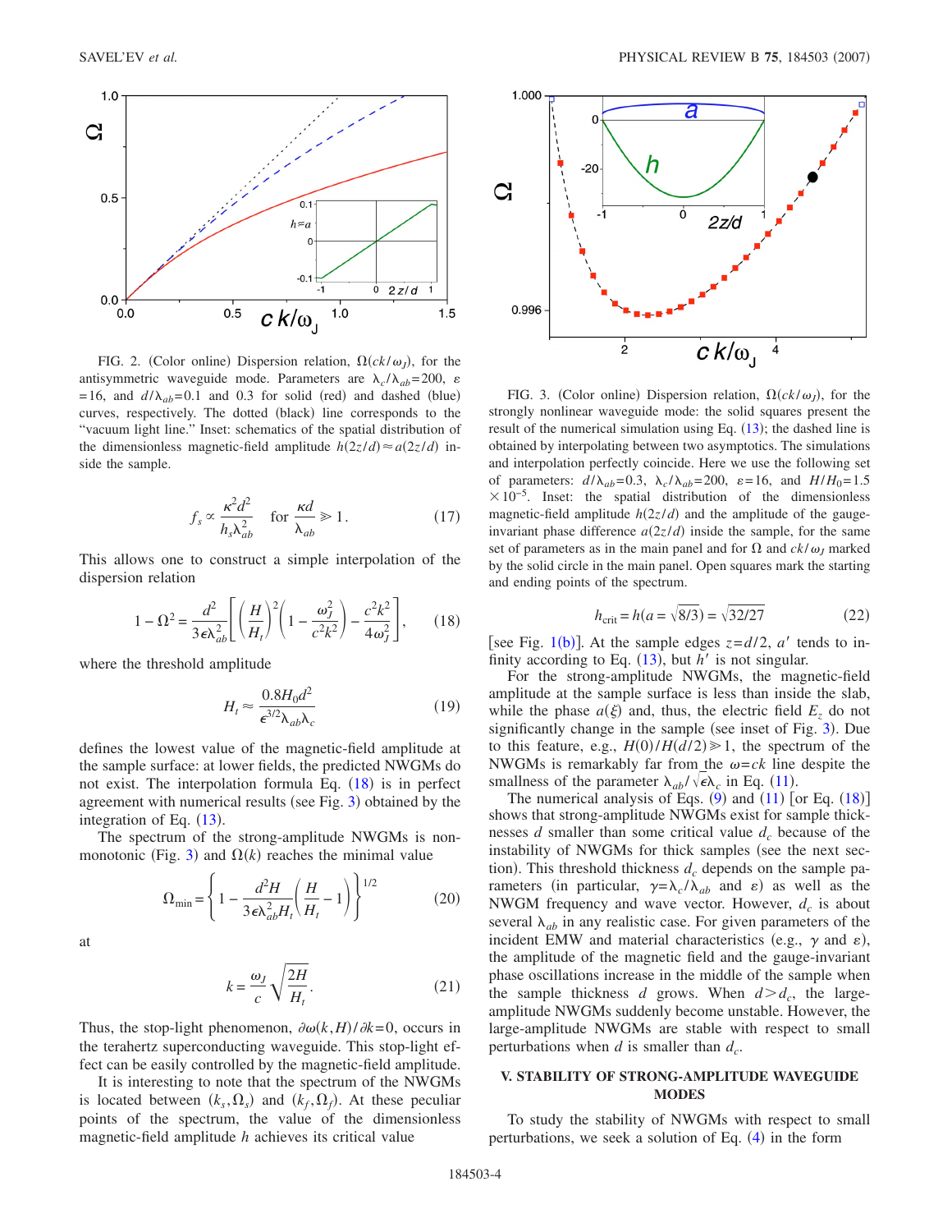FIG. 2. (Color online) Dispersion relation, $\Omega(ck/\omega_J)$, for the antisymmetric waveguide mode. Parameters are $\lambda_c/\lambda_{ab}=200$, $\epsilon=16$, and $d/\lambda_{ab}=0.1$ and 0.3 for solid (red) and dashed (blue) curves, respectively. The dotted (black) line corresponds to the "vacuum light line." Inset: schematics of the spatial distribution of the dimensionless magnetic-field amplitude $h(2z/d)\approx a(2z/d)$ inside the sample.

$$f_s \propto \frac{\kappa^2 d^2}{h_s \lambda_{ab}^2} \quad \text{for} \quad \frac{\kappa d}{\lambda_{ab}} \gg 1. \tag{17}$$

This allows one to construct a simple interpolation of the dispersion relation

$$1-\Omega^2 = \frac{d^2}{3\epsilon\lambda_{ab}^2}\left[\left(\frac{H}{H_t}\right)^2\left(1-\frac{\omega_J^2}{c^2k^2}\right)-\frac{c^2k^2}{4\omega_J^2}\right], \tag{18}$$

where the threshold amplitude

$$H_t \approx \frac{0.8H_0 d^2}{\epsilon^{3/2}\lambda_{ab}\lambda_c} \tag{19}$$

defines the lowest value of the magnetic-field amplitude at the sample surface: at lower fields, the predicted NWGMs do not exist. The interpolation formula Eq. (18) is in perfect agreement with numerical results (see Fig. 3) obtained by the integration of Eq. (13).

The spectrum of the strong-amplitude NWGMs is nonmonotonic (Fig. 3) and $\Omega(k)$ reaches the minimal value

$$\Omega_{\min} = \left\{1-\frac{d^2 H}{3\epsilon\lambda_{ab}^2 H_t}\left(\frac{H}{H_t}-1\right)\right\}^{1/2} \tag{20}$$

at

$$k = \frac{\omega_J}{c}\sqrt{\frac{2H}{H_t}}. \tag{21}$$

Thus, the stop-light phenomenon, $\partial\omega(k,H)/\partial k=0$, occurs in the terahertz superconducting waveguide. This stop-light effect can be easily controlled by the magnetic-field amplitude.

It is interesting to note that the spectrum of the NWGMs is located between $(k_s,\Omega_s)$ and $(k_f,\Omega_f)$. At these peculiar points of the spectrum, the value of the dimensionless magnetic-field amplitude $h$ achieves its critical value

FIG. 3. (Color online) Dispersion relation, $\Omega(ck/\omega_J)$, for the strongly nonlinear waveguide mode: the solid squares present the result of the numerical simulation using Eq. (13); the dashed line is obtained by interpolating between two asymptotics. The simulations and interpolation perfectly coincide. Here we use the following set of parameters: $d/\lambda_{ab}=0.3$, $\lambda_c/\lambda_{ab}=200$, $\epsilon=16$, and $H/H_0=1.5\times10^{-5}$. Inset: the spatial distribution of the dimensionless magnetic-field amplitude $h(2z/d)$ and the amplitude of the gauge-invariant phase difference $a(2z/d)$ inside the sample, for the same set of parameters as in the main panel and for $\Omega$ and $ck/\omega_J$ marked by the solid circle in the main panel. Open squares mark the starting and ending points of the spectrum.

$$h_{\text{crit}} = h(a=\sqrt{8/3}) = \sqrt{32/27} \tag{22}$$

[see Fig. 1(b)]. At the sample edges $z=d/2$, $a'$ tends to infinity according to Eq. (13), but $h'$ is not singular.

For the strong-amplitude NWGMs, the magnetic-field amplitude at the sample surface is less than inside the slab, while the phase $a(\xi)$ and, thus, the electric field $E_z$ do not significantly change in the sample (see inset of Fig. 3). Due to this feature, e.g., $H(0)/H(d/2)\gg 1$, the spectrum of the NWGMs is remarkably far from the $\omega=ck$ line despite the smallness of the parameter $\lambda_{ab}/\sqrt{\epsilon}\lambda_c$ in Eq. (11).

The numerical analysis of Eqs. (9) and (11) [or Eq. (18)] shows that strong-amplitude NWGMs exist for sample thicknesses $d$ smaller than some critical value $d_c$ because of the instability of NWGMs for thick samples (see the next section). This threshold thickness $d_c$ depends on the sample parameters (in particular, $\gamma=\lambda_c/\lambda_{ab}$ and $\epsilon$) as well as the NWGM frequency and wave vector. However, $d_c$ is about several $\lambda_{ab}$ in any realistic case. For given parameters of the incident EMW and material characteristics (e.g., $\gamma$ and $\epsilon$), the amplitude of the magnetic field and the gauge-invariant phase oscillations increase in the middle of the sample when the sample thickness $d$ grows. When $d>d_c$, the large-amplitude NWGMs suddenly become unstable. However, the large-amplitude NWGMs are stable with respect to small perturbations when $d$ is smaller than $d_c$.

## V. STABILITY OF STRONG-AMPLITUDE WAVEGUIDE MODES

To study the stability of NWGMs with respect to small perturbations, we seek a solution of Eq. (4) in the form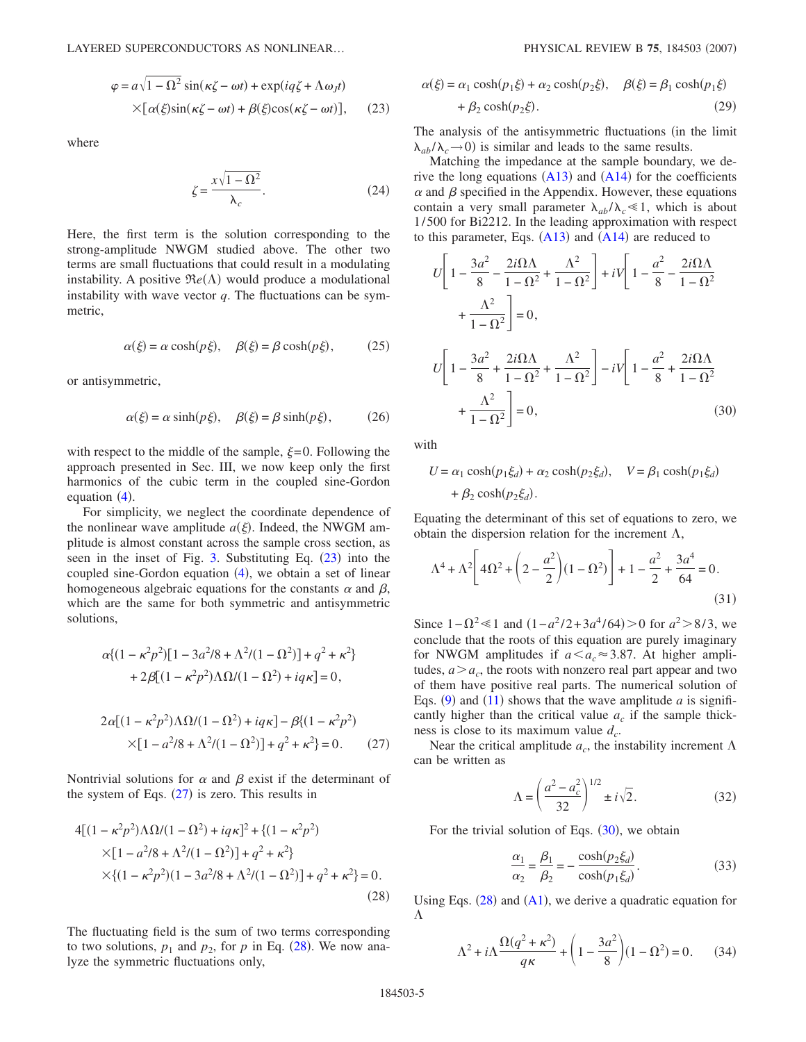$$\varphi = a\sqrt{1-\Omega^2}\sin(\kappa\zeta - \omega t) + \exp(iq\zeta + \Lambda\omega_J t) \times [\alpha(\xi)\sin(\kappa\zeta - \omega t) + \beta(\xi)\cos(\kappa\zeta - \omega t)], \quad (23)$$

where

$$\zeta = \frac{x\sqrt{1-\Omega^2}}{\lambda_c}. \quad (24)$$

Here, the first term is the solution corresponding to the strong-amplitude NWGM studied above. The other two terms are small fluctuations that could result in a modulating instability. A positive $\Re e(\Lambda)$ would produce a modulational instability with wave vector $q$. The fluctuations can be symmetric,

$$\alpha(\xi) = \alpha\cosh(p\xi), \quad \beta(\xi) = \beta\cosh(p\xi), \quad (25)$$

or antisymmetric,

$$\alpha(\xi) = \alpha\sinh(p\xi), \quad \beta(\xi) = \beta\sinh(p\xi), \quad (26)$$

with respect to the middle of the sample, $\xi=0$. Following the approach presented in Sec. III, we now keep only the first harmonics of the cubic term in the coupled sine-Gordon equation (4).

For simplicity, we neglect the coordinate dependence of the nonlinear wave amplitude $a(\xi)$. Indeed, the NWGM amplitude is almost constant across the sample cross section, as seen in the inset of Fig. 3. Substituting Eq. (23) into the coupled sine-Gordon equation (4), we obtain a set of linear homogeneous algebraic equations for the constants $\alpha$ and $\beta$, which are the same for both symmetric and antisymmetric solutions,

$$\alpha\{(1-\kappa^2p^2)[1-3a^2/8+\Lambda^2/(1-\Omega^2)]+q^2+\kappa^2\} + 2\beta[(1-\kappa^2p^2)\Lambda\Omega/(1-\Omega^2)+iq\kappa]=0,$$

$$2\alpha[(1-\kappa^2p^2)\Lambda\Omega/(1-\Omega^2)+iq\kappa] - \beta\{(1-\kappa^2p^2) \times [1-a^2/8+\Lambda^2/(1-\Omega^2)]+q^2+\kappa^2\}=0. \quad (27)$$

Nontrivial solutions for $\alpha$ and $\beta$ exist if the determinant of the system of Eqs. (27) is zero. This results in

$$4[(1-\kappa^2p^2)\Lambda\Omega/(1-\Omega^2)+iq\kappa]^2 + \{(1-\kappa^2p^2) \times [1-a^2/8+\Lambda^2/(1-\Omega^2)]+q^2+\kappa^2\} \times \{(1-\kappa^2p^2)(1-3a^2/8+\Lambda^2/(1-\Omega^2)]+q^2+\kappa^2\}=0. \quad (28)$$

The fluctuating field is the sum of two terms corresponding to two solutions, $p_1$ and $p_2$, for $p$ in Eq. (28). We now analyze the symmetric fluctuations only,

$$\alpha(\xi) = \alpha_1\cosh(p_1\xi) + \alpha_2\cosh(p_2\xi), \quad \beta(\xi) = \beta_1\cosh(p_1\xi) + \beta_2\cosh(p_2\xi). \quad (29)$$

The analysis of the antisymmetric fluctuations (in the limit $\lambda_{ab}/\lambda_c \to 0$) is similar and leads to the same results.

Matching the impedance at the sample boundary, we derive the long equations (A13) and (A14) for the coefficients $\alpha$ and $\beta$ specified in the Appendix. However, these equations contain a very small parameter $\lambda_{ab}/\lambda_c \ll 1$, which is about 1/500 for Bi2212. In the leading approximation with respect to this parameter, Eqs. (A13) and (A14) are reduced to

$$U\left[1-\frac{3a^2}{8}-\frac{2i\Omega\Lambda}{1-\Omega^2}+\frac{\Lambda^2}{1-\Omega^2}\right] + iV\left[1-\frac{a^2}{8}-\frac{2i\Omega\Lambda}{1-\Omega^2}+\frac{\Lambda^2}{1-\Omega^2}\right]=0,$$

$$U\left[1-\frac{3a^2}{8}+\frac{2i\Omega\Lambda}{1-\Omega^2}+\frac{\Lambda^2}{1-\Omega^2}\right] - iV\left[1-\frac{a^2}{8}+\frac{2i\Omega\Lambda}{1-\Omega^2}+\frac{\Lambda^2}{1-\Omega^2}\right]=0, \quad (30)$$

with

$$U = \alpha_1\cosh(p_1\xi_d) + \alpha_2\cosh(p_2\xi_d), \quad V = \beta_1\cosh(p_1\xi_d) + \beta_2\cosh(p_2\xi_d).$$

Equating the determinant of this set of equations to zero, we obtain the dispersion relation for the increment $\Lambda$,

$$\Lambda^4 + \Lambda^2\left[4\Omega^2 + \left(2-\frac{a^2}{2}\right)(1-\Omega^2)\right] + 1 - \frac{a^2}{2} + \frac{3a^4}{64} = 0. \quad (31)$$

Since $1-\Omega^2 \ll 1$ and $(1-a^2/2+3a^4/64)>0$ for $a^2>8/3$, we conclude that the roots of this equation are purely imaginary for NWGM amplitudes if $a<a_c\approx 3.87$. At higher amplitudes, $a>a_c$, the roots with nonzero real part appear and two of them have positive real parts. The numerical solution of Eqs. (9) and (11) shows that the wave amplitude $a$ is significantly higher than the critical value $a_c$ if the sample thickness is close to its maximum value $d_c$.

Near the critical amplitude $a_c$, the instability increment $\Lambda$ can be written as

$$\Lambda = \left(\frac{a^2-a_c^2}{32}\right)^{1/2} \pm i\sqrt{2}. \quad (32)$$

For the trivial solution of Eqs. (30), we obtain

$$\frac{\alpha_1}{\alpha_2} = \frac{\beta_1}{\beta_2} = -\frac{\cosh(p_2\xi_d)}{\cosh(p_1\xi_d)}. \quad (33)$$

Using Eqs. (28) and (A1), we derive a quadratic equation for $\Lambda$

$$\Lambda^2 + i\Lambda\frac{\Omega(q^2+\kappa^2)}{q\kappa} + \left(1-\frac{3a^2}{8}\right)(1-\Omega^2) = 0. \quad (34)$$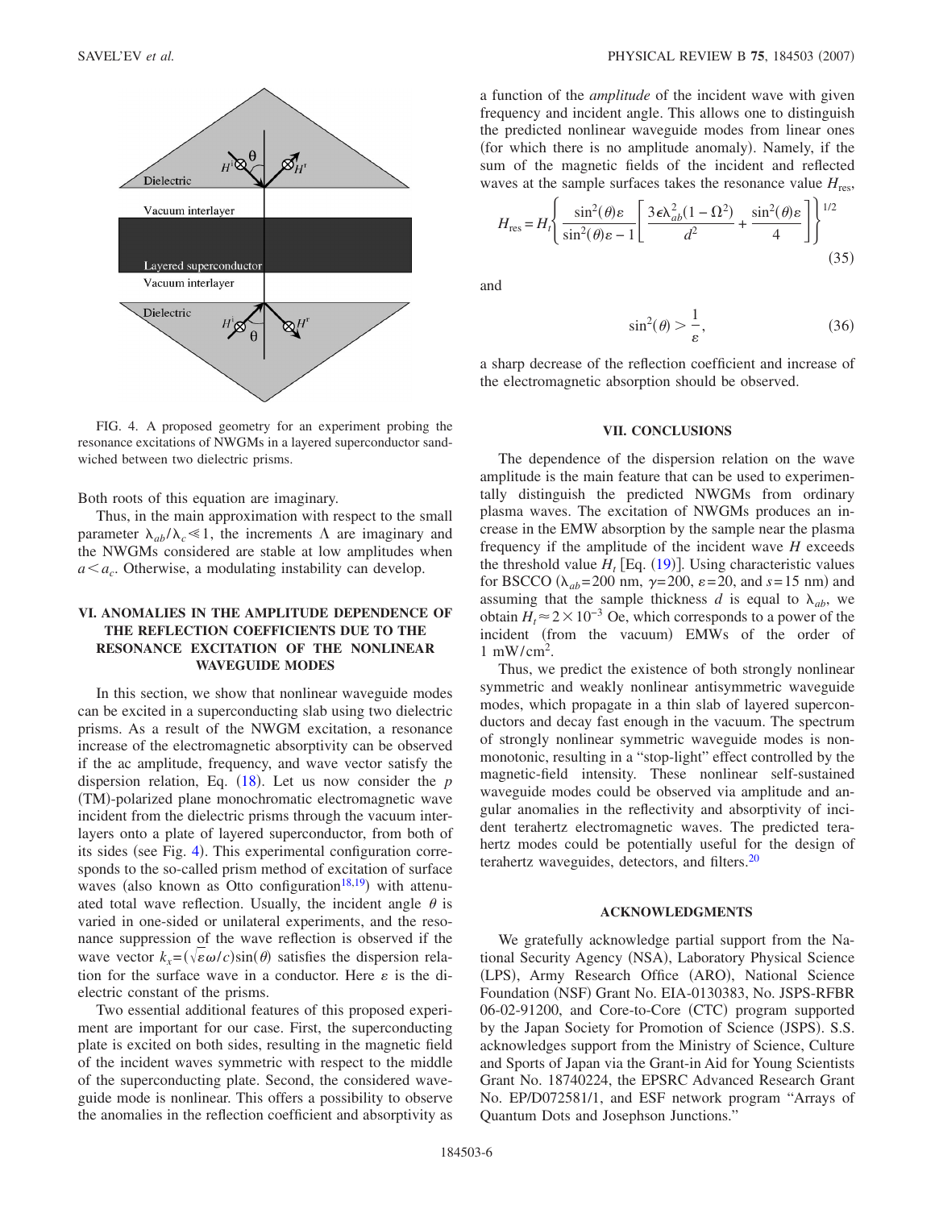FIG. 4. A proposed geometry for an experiment probing the resonance excitations of NWGMs in a layered superconductor sandwiched between two dielectric prisms.

Both roots of this equation are imaginary.

Thus, in the main approximation with respect to the small parameter $\lambda_{ab}/\lambda_c \ll 1$, the increments $\Lambda$ are imaginary and the NWGMs considered are stable at low amplitudes when $a < a_c$. Otherwise, a modulating instability can develop.

## VI. ANOMALIES IN THE AMPLITUDE DEPENDENCE OF THE REFLECTION COEFFICIENTS DUE TO THE RESONANCE EXCITATION OF THE NONLINEAR WAVEGUIDE MODES

In this section, we show that nonlinear waveguide modes can be excited in a superconducting slab using two dielectric prisms. As a result of the NWGM excitation, a resonance increase of the electromagnetic absorptivity can be observed if the ac amplitude, frequency, and wave vector satisfy the dispersion relation, Eq. (18). Let us now consider the *p* (TM)-polarized plane monochromatic electromagnetic wave incident from the dielectric prisms through the vacuum interlayers onto a plate of layered superconductor, from both of its sides (see Fig. 4). This experimental configuration corresponds to the so-called prism method of excitation of surface waves (also known as Otto configuration[18,19]) with attenuated total wave reflection. Usually, the incident angle $\theta$ is varied in one-sided or unilateral experiments, and the resonance suppression of the wave reflection is observed if the wave vector $k_x = (\sqrt{\varepsilon}\omega/c)\sin(\theta)$ satisfies the dispersion relation for the surface wave in a conductor. Here $\varepsilon$ is the dielectric constant of the prisms.

Two essential additional features of this proposed experiment are important for our case. First, the superconducting plate is excited on both sides, resulting in the magnetic field of the incident waves symmetric with respect to the middle of the superconducting plate. Second, the considered waveguide mode is nonlinear. This offers a possibility to observe the anomalies in the reflection coefficient and absorptivity as a function of the *amplitude* of the incident wave with given frequency and incident angle. This allows one to distinguish the predicted nonlinear waveguide modes from linear ones (for which there is no amplitude anomaly). Namely, if the sum of the magnetic fields of the incident and reflected waves at the sample surfaces takes the resonance value $H_{\text{res}}$,

$$H_{\text{res}} = H_t \left\{ \frac{\sin^2(\theta)\varepsilon}{\sin^2(\theta)\varepsilon - 1} \left[ \frac{3\epsilon\lambda_{ab}^2(1-\Omega^2)}{d^2} + \frac{\sin^2(\theta)\varepsilon}{4} \right] \right\}^{1/2} \tag{35}$$

and

$$\sin^2(\theta) > \frac{1}{\varepsilon}, \tag{36}$$

a sharp decrease of the reflection coefficient and increase of the electromagnetic absorption should be observed.

## VII. CONCLUSIONS

The dependence of the dispersion relation on the wave amplitude is the main feature that can be used to experimentally distinguish the predicted NWGMs from ordinary plasma waves. The excitation of NWGMs produces an increase in the EMW absorption by the sample near the plasma frequency if the amplitude of the incident wave $H$ exceeds the threshold value $H_t$ [Eq. (19)]. Using characteristic values for BSCCO ($\lambda_{ab}=200$ nm, $\gamma=200$, $\varepsilon=20$, and $s=15$ nm) and assuming that the sample thickness $d$ is equal to $\lambda_{ab}$, we obtain $H_t \approx 2\times 10^{-3}$ Oe, which corresponds to a power of the incident (from the vacuum) EMWs of the order of 1 mW/cm$^2$.

Thus, we predict the existence of both strongly nonlinear symmetric and weakly nonlinear antisymmetric waveguide modes, which propagate in a thin slab of layered superconductors and decay fast enough in the vacuum. The spectrum of strongly nonlinear symmetric waveguide modes is nonmonotonic, resulting in a "stop-light" effect controlled by the magnetic-field intensity. These nonlinear self-sustained waveguide modes could be observed via amplitude and angular anomalies in the reflectivity and absorptivity of incident terahertz electromagnetic waves. The predicted terahertz modes could be potentially useful for the design of terahertz waveguides, detectors, and filters.[20]

## ACKNOWLEDGMENTS

We gratefully acknowledge partial support from the National Security Agency (NSA), Laboratory Physical Science (LPS), Army Research Office (ARO), National Science Foundation (NSF) Grant No. EIA-0130383, No. JSPS-RFBR 06-02-91200, and Core-to-Core (CTC) program supported by the Japan Society for Promotion of Science (JSPS). S.S. acknowledges support from the Ministry of Science, Culture and Sports of Japan via the Grant-in Aid for Young Scientists Grant No. 18740224, the EPSRC Advanced Research Grant No. EP/D072581/1, and ESF network program "Arrays of Quantum Dots and Josephson Junctions."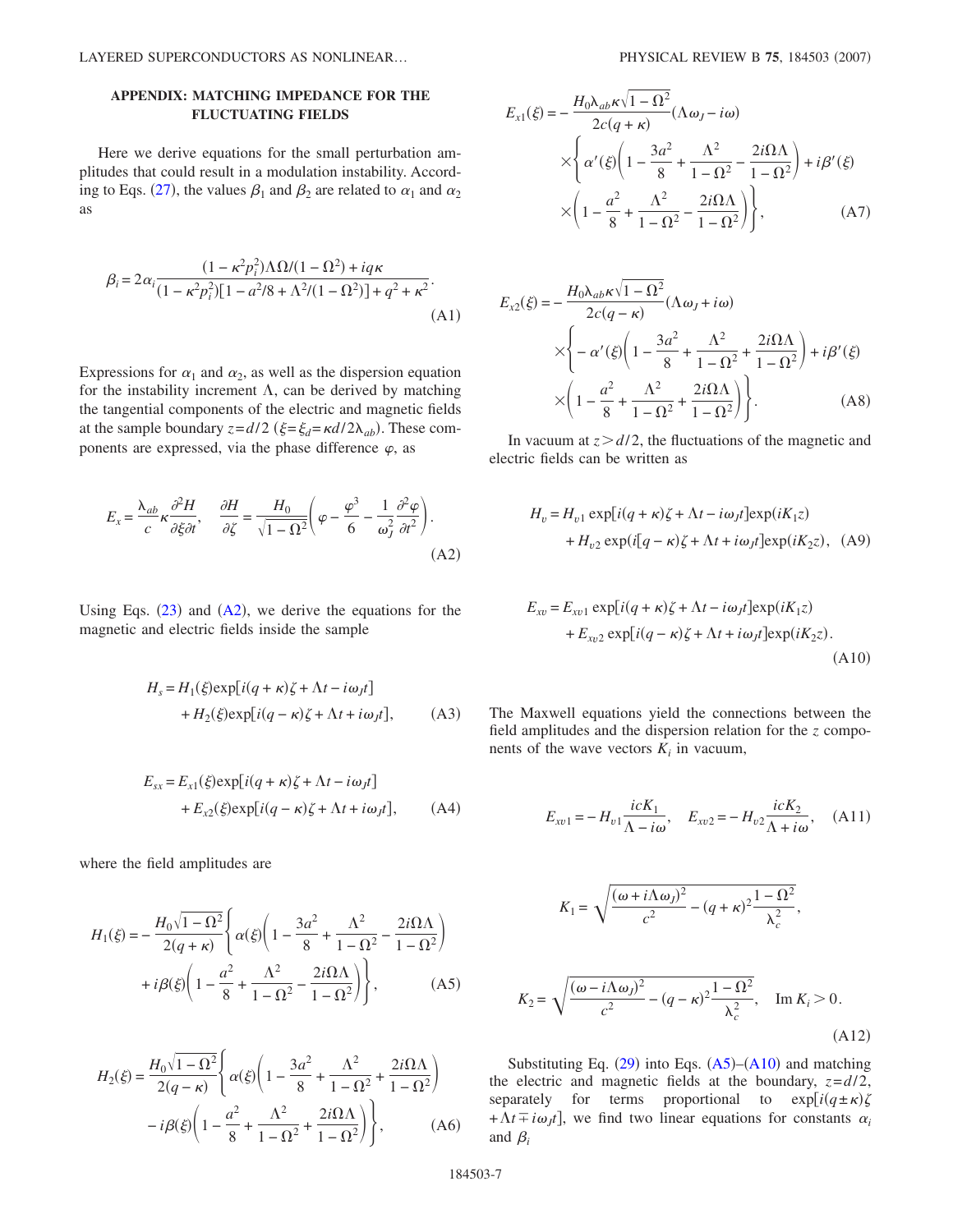## APPENDIX: MATCHING IMPEDANCE FOR THE FLUCTUATING FIELDS

Here we derive equations for the small perturbation amplitudes that could result in a modulation instability. According to Eqs. (27), the values $\beta_1$ and $\beta_2$ are related to $\alpha_1$ and $\alpha_2$ as

$$\beta_i = 2\alpha_i \frac{(1-\kappa^2 p_i^2)\Lambda\Omega/(1-\Omega^2) + iq\kappa}{(1-\kappa^2 p_i^2)[1 - a^2/8 + \Lambda^2/(1-\Omega^2)] + q^2 + \kappa^2}. \tag{A1}$$

Expressions for $\alpha_1$ and $\alpha_2$, as well as the dispersion equation for the instability increment $\Lambda$, can be derived by matching the tangential components of the electric and magnetic fields at the sample boundary $z=d/2$ ($\xi=\xi_d=\kappa d/2\lambda_{ab}$). These components are expressed, via the phase difference $\varphi$, as

$$E_x = \frac{\lambda_{ab}}{c}\kappa\frac{\partial^2 H}{\partial\xi\partial t}, \quad \frac{\partial H}{\partial\zeta} = \frac{H_0}{\sqrt{1-\Omega^2}}\left(\varphi - \frac{\varphi^3}{6} - \frac{1}{\omega_J^2}\frac{\partial^2\varphi}{\partial t^2}\right). \tag{A2}$$

Using Eqs. (23) and (A2), we derive the equations for the magnetic and electric fields inside the sample

$$H_s = H_1(\xi)\exp[i(q+\kappa)\zeta + \Lambda t - i\omega_J t] + H_2(\xi)\exp[i(q-\kappa)\zeta + \Lambda t + i\omega_J t], \tag{A3}$$

$$E_{sx} = E_{x1}(\xi)\exp[i(q+\kappa)\zeta + \Lambda t - i\omega_J t] + E_{x2}(\xi)\exp[i(q-\kappa)\zeta + \Lambda t + i\omega_J t], \tag{A4}$$

where the field amplitudes are

$$H_1(\xi) = -\frac{H_0\sqrt{1-\Omega^2}}{2(q+\kappa)}\left\{\alpha(\xi)\left(1 - \frac{3a^2}{8} + \frac{\Lambda^2}{1-\Omega^2} - \frac{2i\Omega\Lambda}{1-\Omega^2}\right) + i\beta(\xi)\left(1 - \frac{a^2}{8} + \frac{\Lambda^2}{1-\Omega^2} - \frac{2i\Omega\Lambda}{1-\Omega^2}\right)\right\}, \tag{A5}$$

$$H_2(\xi) = \frac{H_0\sqrt{1-\Omega^2}}{2(q-\kappa)}\left\{\alpha(\xi)\left(1 - \frac{3a^2}{8} + \frac{\Lambda^2}{1-\Omega^2} + \frac{2i\Omega\Lambda}{1-\Omega^2}\right) - i\beta(\xi)\left(1 - \frac{a^2}{8} + \frac{\Lambda^2}{1-\Omega^2} + \frac{2i\Omega\Lambda}{1-\Omega^2}\right)\right\}, \tag{A6}$$

$$E_{x1}(\xi) = -\frac{H_0\lambda_{ab}\kappa\sqrt{1-\Omega^2}}{2c(q+\kappa)}(\Lambda\omega_J - i\omega)\times\left\{\alpha'(\xi)\left(1 - \frac{3a^2}{8} + \frac{\Lambda^2}{1-\Omega^2} - \frac{2i\Omega\Lambda}{1-\Omega^2}\right) + i\beta'(\xi)\left(1 - \frac{a^2}{8} + \frac{\Lambda^2}{1-\Omega^2} - \frac{2i\Omega\Lambda}{1-\Omega^2}\right)\right\}, \tag{A7}$$

$$E_{x2}(\xi) = -\frac{H_0\lambda_{ab}\kappa\sqrt{1-\Omega^2}}{2c(q-\kappa)}(\Lambda\omega_J + i\omega)\times\left\{-\alpha'(\xi)\left(1 - \frac{3a^2}{8} + \frac{\Lambda^2}{1-\Omega^2} + \frac{2i\Omega\Lambda}{1-\Omega^2}\right) + i\beta'(\xi)\left(1 - \frac{a^2}{8} + \frac{\Lambda^2}{1-\Omega^2} + \frac{2i\Omega\Lambda}{1-\Omega^2}\right)\right\}. \tag{A8}$$

In vacuum at $z > d/2$, the fluctuations of the magnetic and electric fields can be written as

$$H_v = H_{v1}\exp[i(q+\kappa)\zeta + \Lambda t - i\omega_J t]\exp(iK_1 z) + H_{v2}\exp(i[q-\kappa)\zeta + \Lambda t + i\omega_J t]\exp(iK_2 z), \tag{A9}$$

$$E_{xv} = E_{xv1}\exp[i(q+\kappa)\zeta + \Lambda t - i\omega_J t]\exp(iK_1 z) + E_{xv2}\exp[i(q-\kappa)\zeta + \Lambda t + i\omega_J t]\exp(iK_2 z). \tag{A10}$$

The Maxwell equations yield the connections between the field amplitudes and the dispersion relation for the $z$ components of the wave vectors $K_i$ in vacuum,

$$E_{xv1} = -H_{v1}\frac{icK_1}{\Lambda - i\omega}, \quad E_{xv2} = -H_{v2}\frac{icK_2}{\Lambda + i\omega}, \tag{A11}$$

$$K_1 = \sqrt{\frac{(\omega + i\Lambda\omega_J)^2}{c^2} - (q+\kappa)^2\frac{1-\Omega^2}{\lambda_c^2}},$$

$$K_2 = \sqrt{\frac{(\omega - i\Lambda\omega_J)^2}{c^2} - (q-\kappa)^2\frac{1-\Omega^2}{\lambda_c^2}}, \quad \mathrm{Im}\,K_i > 0. \tag{A12}$$

Substituting Eq. (29) into Eqs. (A5)–(A10) and matching the electric and magnetic fields at the boundary, $z=d/2$, separately for terms proportional to $\exp[i(q\pm\kappa)\zeta + \Lambda t \mp i\omega_J t]$, we find two linear equations for constants $\alpha_i$ and $\beta_i$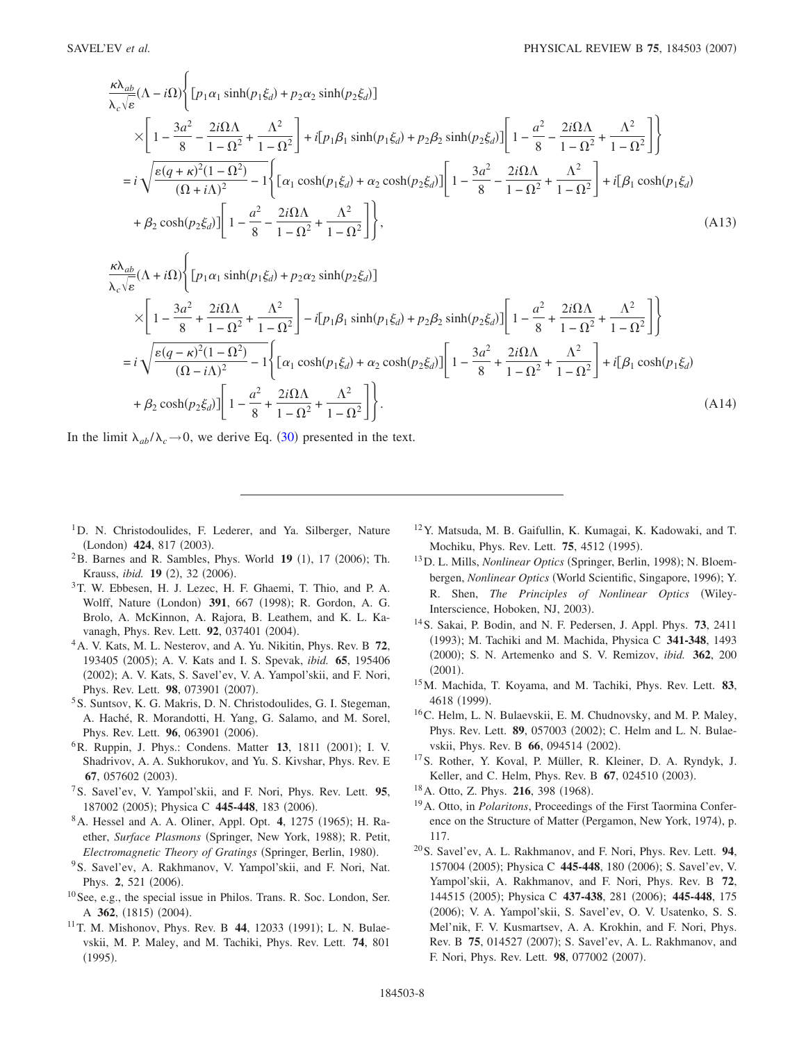$$
\begin{aligned}
&\frac{\kappa\lambda_{ab}}{\lambda_c\sqrt{\varepsilon}}(\Lambda - i\Omega)\Bigg\{[p_1\alpha_1\sinh(p_1\xi_d) + p_2\alpha_2\sinh(p_2\xi_d)] \\
&\quad\times\left[1 - \frac{3a^2}{8} - \frac{2i\Omega\Lambda}{1-\Omega^2} + \frac{\Lambda^2}{1-\Omega^2}\right] + i[p_1\beta_1\sinh(p_1\xi_d) + p_2\beta_2\sinh(p_2\xi_d)]\left[1 - \frac{a^2}{8} - \frac{2i\Omega\Lambda}{1-\Omega^2} + \frac{\Lambda^2}{1-\Omega^2}\right]\Bigg\} \\
&= i\sqrt{\frac{\varepsilon(q+\kappa)^2(1-\Omega^2)}{(\Omega+i\Lambda)^2} - 1}\Bigg\{[\alpha_1\cosh(p_1\xi_d) + \alpha_2\cosh(p_2\xi_d)]\left[1 - \frac{3a^2}{8} - \frac{2i\Omega\Lambda}{1-\Omega^2} + \frac{\Lambda^2}{1-\Omega^2}\right] + i[\beta_1\cosh(p_1\xi_d) \\
&\quad + \beta_2\cosh(p_2\xi_d)]\left[1 - \frac{a^2}{8} - \frac{2i\Omega\Lambda}{1-\Omega^2} + \frac{\Lambda^2}{1-\Omega^2}\right]\Bigg\},
\end{aligned}
\tag{A13}
$$

$$
\begin{aligned}
&\frac{\kappa\lambda_{ab}}{\lambda_c\sqrt{\varepsilon}}(\Lambda + i\Omega)\Bigg\{[p_1\alpha_1\sinh(p_1\xi_d) + p_2\alpha_2\sinh(p_2\xi_d)] \\
&\quad\times\left[1 - \frac{3a^2}{8} + \frac{2i\Omega\Lambda}{1-\Omega^2} + \frac{\Lambda^2}{1-\Omega^2}\right] - i[p_1\beta_1\sinh(p_1\xi_d) + p_2\beta_2\sinh(p_2\xi_d)]\left[1 - \frac{a^2}{8} + \frac{2i\Omega\Lambda}{1-\Omega^2} + \frac{\Lambda^2}{1-\Omega^2}\right]\Bigg\} \\
&= i\sqrt{\frac{\varepsilon(q-\kappa)^2(1-\Omega^2)}{(\Omega-i\Lambda)^2} - 1}\Bigg\{[\alpha_1\cosh(p_1\xi_d) + \alpha_2\cosh(p_2\xi_d)]\left[1 - \frac{3a^2}{8} + \frac{2i\Omega\Lambda}{1-\Omega^2} + \frac{\Lambda^2}{1-\Omega^2}\right] + i[\beta_1\cosh(p_1\xi_d) \\
&\quad + \beta_2\cosh(p_2\xi_d)]\left[1 - \frac{a^2}{8} + \frac{2i\Omega\Lambda}{1-\Omega^2} + \frac{\Lambda^2}{1-\Omega^2}\right]\Bigg\}.
\end{aligned}
\tag{A14}
$$

In the limit $\lambda_{ab}/\lambda_c \to 0$, we derive Eq. (30) presented in the text.

---

[1] D. N. Christodoulides, F. Lederer, and Ya. Silberger, Nature (London) **424**, 817 (2003).

[2] B. Barnes and R. Sambles, Phys. World **19** (1), 17 (2006); Th. Krauss, *ibid.* **19** (2), 32 (2006).

[3] T. W. Ebbesen, H. J. Lezec, H. F. Ghaemi, T. Thio, and P. A. Wolff, Nature (London) **391**, 667 (1998); R. Gordon, A. G. Brolo, A. McKinnon, A. Rajora, B. Leathem, and K. L. Kavanagh, Phys. Rev. Lett. **92**, 037401 (2004).

[4] A. V. Kats, M. L. Nesterov, and A. Yu. Nikitin, Phys. Rev. B **72**, 193405 (2005); A. V. Kats and I. S. Spevak, *ibid.* **65**, 195406 (2002); A. V. Kats, S. Savel'ev, V. A. Yampol'skii, and F. Nori, Phys. Rev. Lett. **98**, 073901 (2007).

[5] S. Suntsov, K. G. Makris, D. N. Christodoulides, G. I. Stegeman, A. Haché, R. Morandotti, H. Yang, G. Salamo, and M. Sorel, Phys. Rev. Lett. **96**, 063901 (2006).

[6] R. Ruppin, J. Phys.: Condens. Matter **13**, 1811 (2001); I. V. Shadrivov, A. A. Sukhorukov, and Yu. S. Kivshar, Phys. Rev. E **67**, 057602 (2003).

[7] S. Savel'ev, V. Yampol'skii, and F. Nori, Phys. Rev. Lett. **95**, 187002 (2005); Physica C **445-448**, 183 (2006).

[8] A. Hessel and A. A. Oliner, Appl. Opt. **4**, 1275 (1965); H. Raether, *Surface Plasmons* (Springer, New York, 1988); R. Petit, *Electromagnetic Theory of Gratings* (Springer, Berlin, 1980).

[9] S. Savel'ev, A. Rakhmanov, V. Yampol'skii, and F. Nori, Nat. Phys. **2**, 521 (2006).

[10] See, e.g., the special issue in Philos. Trans. R. Soc. London, Ser. A **362**, (1815) (2004).

[11] T. M. Mishonov, Phys. Rev. B **44**, 12033 (1991); L. N. Bulaevskii, M. P. Maley, and M. Tachiki, Phys. Rev. Lett. **74**, 801 (1995).

[12] Y. Matsuda, M. B. Gaifullin, K. Kumagai, K. Kadowaki, and T. Mochiku, Phys. Rev. Lett. **75**, 4512 (1995).

[13] D. L. Mills, *Nonlinear Optics* (Springer, Berlin, 1998); N. Bloembergen, *Nonlinear Optics* (World Scientific, Singapore, 1996); Y. R. Shen, *The Principles of Nonlinear Optics* (Wiley-Interscience, Hoboken, NJ, 2003).

[14] S. Sakai, P. Bodin, and N. F. Pedersen, J. Appl. Phys. **73**, 2411 (1993); M. Tachiki and M. Machida, Physica C **341-348**, 1493 (2000); S. N. Artemenko and S. V. Remizov, *ibid.* **362**, 200 (2001).

[15] M. Machida, T. Koyama, and M. Tachiki, Phys. Rev. Lett. **83**, 4618 (1999).

[16] C. Helm, L. N. Bulaevskii, E. M. Chudnovsky, and M. P. Maley, Phys. Rev. Lett. **89**, 057003 (2002); C. Helm and L. N. Bulaevskii, Phys. Rev. B **66**, 094514 (2002).

[17] S. Rother, Y. Koval, P. Müller, R. Kleiner, D. A. Ryndyk, J. Keller, and C. Helm, Phys. Rev. B **67**, 024510 (2003).

[18] A. Otto, Z. Phys. **216**, 398 (1968).

[19] A. Otto, in *Polaritons*, Proceedings of the First Taormina Conference on the Structure of Matter (Pergamon, New York, 1974), p. 117.

[20] S. Savel'ev, A. L. Rakhmanov, and F. Nori, Phys. Rev. Lett. **94**, 157004 (2005); Physica C **445-448**, 180 (2006); S. Savel'ev, V. Yampol'skii, A. Rakhmanov, and F. Nori, Phys. Rev. B **72**, 144515 (2005); Physica C **437-438**, 281 (2006); **445-448**, 175 (2006); V. A. Yampol'skii, S. Savel'ev, O. V. Usatenko, S. S. Mel'nik, F. V. Kusmartsev, A. A. Krokhin, and F. Nori, Phys. Rev. B **75**, 014527 (2007); S. Savel'ev, A. L. Rakhmanov, and F. Nori, Phys. Rev. Lett. **98**, 077002 (2007).